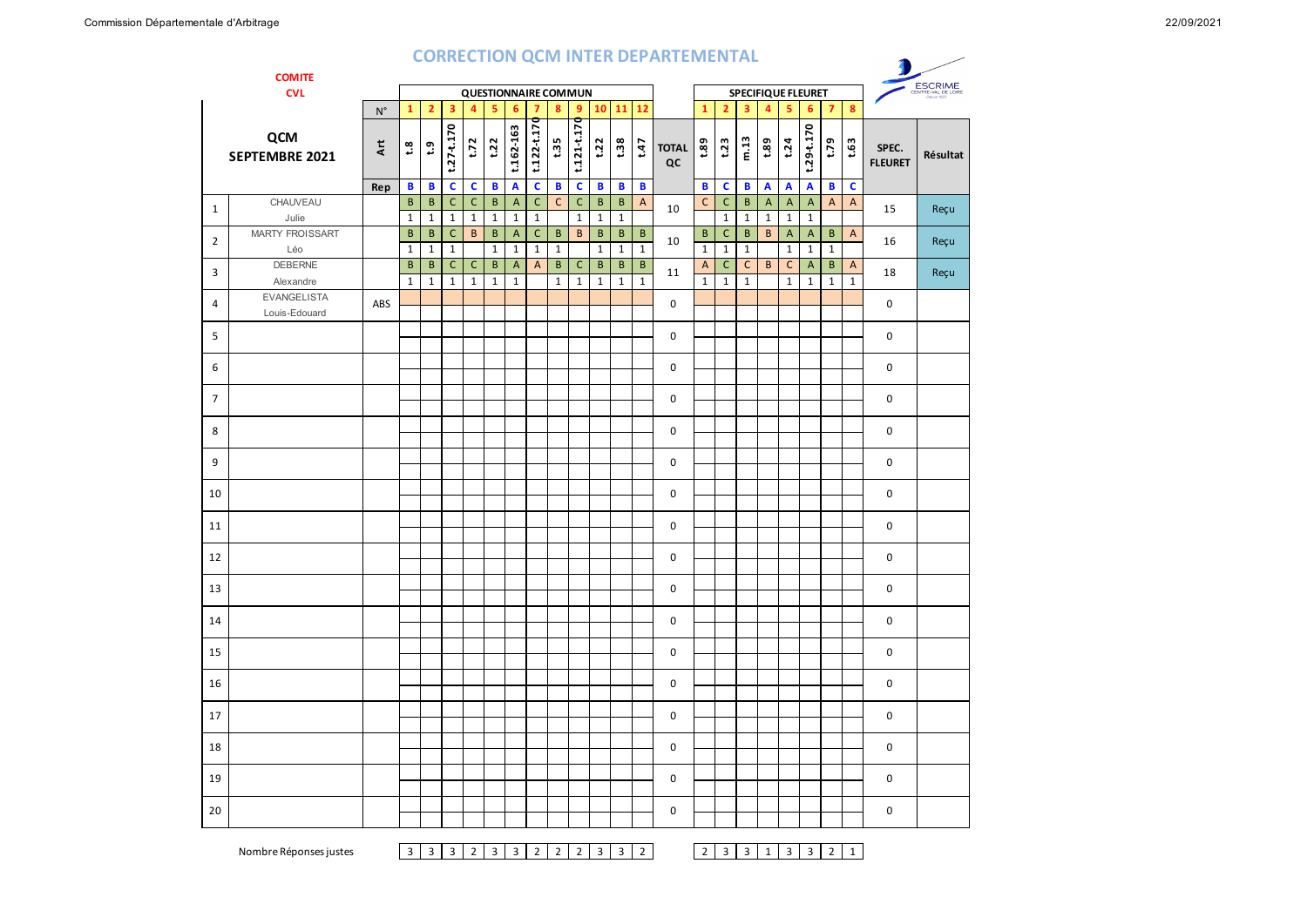## CORRECTION QCM INTER DEPARTEMENTAL

**COMITE CVL**

| QCM SEPTEMBRE 2021 | | N° | QUESTIONNAIRE COMMUN | | | | | | | | | | | | | SPECIFIQUE FLEURET | | | | | | | | | |
|---|---|---|---|---|---|---|---|---|---|---|---|---|---|---|---|---|---|---|---|---|---|---|---|---|---|
| | | | 1 | 2 | 3 | 4 | 5 | 6 | 7 | 8 | 9 | 10 | 11 | 12 | | 1 | 2 | 3 | 4 | 5 | 6 | 7 | 8 | | |
| | | Art | t.8 | t.9 | t.27-t.170 | t.72 | t.22 | t.162-163 | t.122-t.170 | t.35 | t.121-t.170 | t.22 | t.38 | t.47 | TOTAL QC | t.89 | t.23 | m.13 | t.89 | t.24 | t.29-t.170 | t.79 | t.63 | SPEC. FLEURET | Résultat |
| | | Rep | B | B | C | C | B | A | C | B | C | B | B | B | | B | C | B | A | A | A | B | C | | |
| 1 | CHAUVEAU | | B | B | C | C | B | A | C | C | C | B | B | A | 10 | C | C | B | A | A | A | A | A | 15 | Reçu |
| | Julie | | 1 | 1 | 1 | 1 | 1 | 1 | 1 | | 1 | 1 | 1 | | | | 1 | 1 | 1 | 1 | 1 | | | | |
| 2 | MARTY FROISSART | | B | B | C | B | B | A | C | B | B | B | B | B | 10 | B | C | B | B | A | A | B | A | 16 | Reçu |
| | Léo | | 1 | 1 | 1 | | 1 | 1 | 1 | 1 | | 1 | 1 | 1 | | 1 | 1 | 1 | | 1 | 1 | 1 | | | |
| 3 | DEBERNE | | B | B | C | C | B | A | A | B | C | B | B | B | 11 | A | C | C | B | C | A | B | A | 18 | Reçu |
| | Alexandre | | 1 | 1 | 1 | 1 | 1 | 1 | | 1 | 1 | 1 | 1 | 1 | | 1 | 1 | 1 | | 1 | 1 | 1 | 1 | | |
| 4 | EVANGELISTA | ABS | | | | | | | | | | | | | 0 | | | | | | | | | 0 | |
| | Louis-Edouard | | | | | | | | | | | | | | | | | | | | | | | | |
| 5 | | | | | | | | | | | | | | | 0 | | | | | | | | | 0 | |
| 6 | | | | | | | | | | | | | | | 0 | | | | | | | | | 0 | |
| 7 | | | | | | | | | | | | | | | 0 | | | | | | | | | 0 | |
| 8 | | | | | | | | | | | | | | | 0 | | | | | | | | | 0 | |
| 9 | | | | | | | | | | | | | | | 0 | | | | | | | | | 0 | |
| 10 | | | | | | | | | | | | | | | 0 | | | | | | | | | 0 | |
| 11 | | | | | | | | | | | | | | | 0 | | | | | | | | | 0 | |
| 12 | | | | | | | | | | | | | | | 0 | | | | | | | | | 0 | |
| 13 | | | | | | | | | | | | | | | 0 | | | | | | | | | 0 | |
| 14 | | | | | | | | | | | | | | | 0 | | | | | | | | | 0 | |
| 15 | | | | | | | | | | | | | | | 0 | | | | | | | | | 0 | |
| 16 | | | | | | | | | | | | | | | 0 | | | | | | | | | 0 | |
| 17 | | | | | | | | | | | | | | | 0 | | | | | | | | | 0 | |
| 18 | | | | | | | | | | | | | | | 0 | | | | | | | | | 0 | |
| 19 | | | | | | | | | | | | | | | 0 | | | | | | | | | 0 | |
| 20 | | | | | | | | | | | | | | | 0 | | | | | | | | | 0 | |
| | Nombre Réponses justes | | 3 | 3 | 3 | 2 | 3 | 3 | 2 | 2 | 2 | 3 | 3 | 2 | | 2 | 3 | 3 | 1 | 3 | 3 | 2 | 1 | | |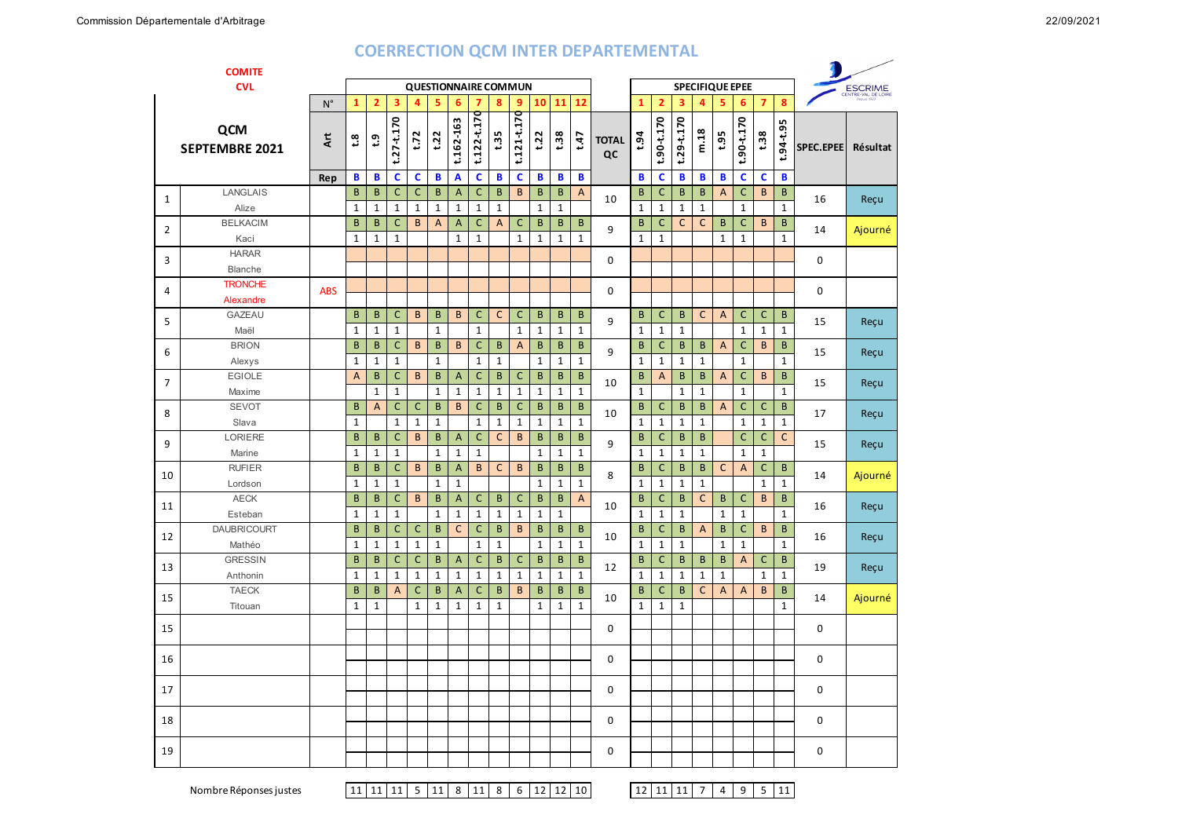# COERRECTION QCM INTER DEPARTEMENTAL

**COMITE CVL**

## QCM SEPTEMBRE 2021

| N° | | | QUESTIONNAIRE COMMUN | | | | | | | | | | | | | SPECIFIQUE EPEE | | | | | | | | | |
|---|---|---|---|---|---|---|---|---|---|---|---|---|---|---|---|---|---|---|---|---|---|---|---|---|---|
| N° | QCM SEPTEMBRE 2021 | | 1 | 2 | 3 | 4 | 5 | 6 | 7 | 8 | 9 | 10 | 11 | 12 | TOTAL QC | 1 | 2 | 3 | 4 | 5 | 6 | 7 | 8 | SPEC.EPEE | Résultat |
| | | Art | t.8 | t.9 | t.27-t.170 | t.72 | t.22 | t.162-163 | t.122-t.170 | t.35 | t.121-t.170 | t.22 | t.38 | t.47 | | t.94 | t.90-t.170 | t.29-t.170 | m.18 | t.95 | t.90-t.170 | t.38 | t.94-t.95 | | |
| | | Rep | B | B | C | C | B | A | C | B | C | B | B | B | | B | C | B | B | B | C | C | B | | |
| 1 | LANGLAIS | | B | B | C | C | B | A | C | B | B | B | B | A | 10 | B | C | B | B | A | C | B | B | 16 | Reçu |
| | Alize | | 1 | 1 | 1 | 1 | 1 | 1 | 1 | 1 | | 1 | 1 | | | 1 | 1 | 1 | 1 | | 1 | | 1 | | |
| 2 | BELKACIM | | B | B | C | B | A | A | C | A | C | B | B | B | 9 | B | C | C | C | B | C | B | B | 14 | Ajourné |
| | Kaci | | 1 | 1 | 1 | | | 1 | 1 | | 1 | 1 | 1 | 1 | | 1 | 1 | | | 1 | 1 | | 1 | | |
| 3 | HARAR | | | | | | | | | | | | | | 0 | | | | | | | | | 0 | |
| | Blanche | | | | | | | | | | | | | | | | | | | | | | | | |
| 4 | TRONCHE | ABS | | | | | | | | | | | | | 0 | | | | | | | | | 0 | |
| | Alexandre | | | | | | | | | | | | | | | | | | | | | | | | |
| 5 | GAZEAU | | B | B | C | B | B | B | C | C | C | B | B | B | 9 | B | C | B | C | A | C | C | B | 15 | Reçu |
| | Maël | | 1 | 1 | 1 | | 1 | | 1 | | 1 | 1 | 1 | 1 | | 1 | 1 | 1 | | | 1 | 1 | 1 | | |
| 6 | BRION | | B | B | C | B | B | B | C | B | A | B | B | B | 9 | B | C | B | B | A | C | B | B | 15 | Reçu |
| | Alexys | | 1 | 1 | 1 | | 1 | | 1 | 1 | | 1 | 1 | 1 | | 1 | 1 | 1 | 1 | | 1 | | 1 | | |
| 7 | EGIOLE | | A | B | C | B | B | A | C | B | C | B | B | B | 10 | B | A | B | B | A | C | B | B | 15 | Reçu |
| | Maxime | | | 1 | 1 | | 1 | 1 | 1 | 1 | 1 | 1 | 1 | 1 | | 1 | | 1 | 1 | | 1 | | 1 | | |
| 8 | SEVOT | | B | A | C | C | B | B | C | B | C | B | B | B | 10 | B | C | B | B | A | C | C | B | 17 | Reçu |
| | Slava | | 1 | | 1 | 1 | 1 | | 1 | 1 | 1 | 1 | 1 | 1 | | 1 | 1 | 1 | 1 | | 1 | 1 | 1 | | |
| 9 | LORIERE | | B | B | C | B | B | A | C | C | B | B | B | B | 9 | B | C | B | B | | C | C | C | 15 | Reçu |
| | Marine | | 1 | 1 | 1 | | 1 | 1 | 1 | | | 1 | 1 | 1 | | 1 | 1 | 1 | 1 | | 1 | 1 | | | |
| 10 | RUFIER | | B | B | C | B | B | A | B | C | B | B | B | B | 8 | B | C | B | B | C | A | C | B | 14 | Ajourné |
| | Lordson | | 1 | 1 | 1 | | 1 | 1 | | | | 1 | 1 | 1 | | 1 | 1 | 1 | 1 | | | 1 | 1 | | |
| 11 | AECK | | B | B | C | B | B | A | C | B | C | B | B | A | 10 | B | C | B | C | B | C | B | B | 16 | Reçu |
| | Esteban | | 1 | 1 | 1 | | 1 | 1 | 1 | 1 | 1 | 1 | 1 | | | 1 | 1 | 1 | | 1 | 1 | | 1 | | |
| 12 | DAUBRICOURT | | B | B | C | C | B | C | C | B | B | B | B | B | 10 | B | C | B | A | B | C | B | B | 16 | Reçu |
| | Mathéo | | 1 | 1 | 1 | 1 | 1 | | 1 | 1 | | 1 | 1 | 1 | | 1 | 1 | 1 | | 1 | 1 | | 1 | | |
| 13 | GRESSIN | | B | B | C | C | B | A | C | B | C | B | B | B | 12 | B | C | B | B | B | A | C | B | 19 | Reçu |
| | Anthonin | | 1 | 1 | 1 | 1 | 1 | 1 | 1 | 1 | 1 | 1 | 1 | 1 | | 1 | 1 | 1 | 1 | 1 | | 1 | 1 | | |
| 15 | TAECK | | B | B | A | C | B | A | C | B | B | B | B | B | 10 | B | C | B | C | A | A | B | B | 14 | Ajourné |
| | Titouan | | 1 | 1 | | 1 | 1 | 1 | 1 | 1 | | 1 | 1 | 1 | | 1 | 1 | 1 | | | | | 1 | | |
| 15 | | | | | | | | | | | | | | | 0 | | | | | | | | | 0 | |
| 16 | | | | | | | | | | | | | | | 0 | | | | | | | | | 0 | |
| 17 | | | | | | | | | | | | | | | 0 | | | | | | | | | 0 | |
| 18 | | | | | | | | | | | | | | | 0 | | | | | | | | | 0 | |
| 19 | | | | | | | | | | | | | | | 0 | | | | | | | | | 0 | |
| | Nombre Réponses justes | | 11 | 11 | 11 | 5 | 11 | 8 | 11 | 8 | 6 | 12 | 12 | 10 | | 12 | 11 | 11 | 7 | 4 | 9 | 5 | 11 | | |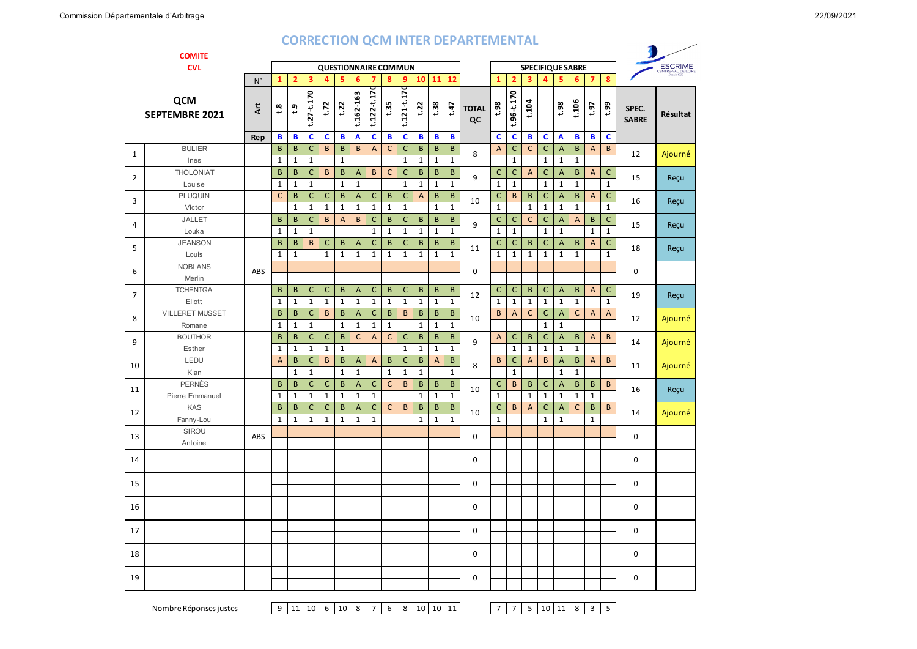# CORRECTION QCM INTER DEPARTEMENTAL

**COMITE CVL**

**QCM SEPTEMBRE 2021**

| | | | QUESTIONNAIRE COMMUN | | | | | | | | | | | | | SPECIFIQUE SABRE | | | | | | | | | |
|---|---|---|---|---|---|---|---|---|---|---|---|---|---|---|---|---|---|---|---|---|---|---|---|---|---|
| | | N° | 1 | 2 | 3 | 4 | 5 | 6 | 7 | 8 | 9 | 10 | 11 | 12 | | 1 | 2 | 3 | 4 | 5 | 6 | 7 | 8 | | |
| | | Art | t.8 | t.9 | t.27-t.170 | t.72 | t.22 | t.162-163 | t.122-t.170 | t.35 | t.121-t.170 | t.22 | t.38 | t.47 | TOTAL QC | t.98 | t.96-t.170 | t.104 | | t.98 | t.106 | t.97 | t.99 | SPEC. SABRE | Résultat |
| | | Rep | B | B | C | C | B | A | C | B | C | B | B | B | | C | C | B | C | A | B | B | C | | |
| 1 | BULIER | | B | B | C | B | B | B | A | C | C | B | B | B | 8 | A | C | C | C | A | B | A | B | 12 | Ajourné |
| | Ines | | 1 | 1 | 1 | | 1 | | | | 1 | 1 | 1 | 1 | | | 1 | | 1 | 1 | 1 | | | | |
| 2 | THOLONIAT | | B | B | C | B | B | A | B | C | C | B | B | B | 9 | C | C | A | C | A | B | A | C | 15 | Reçu |
| | Louise | | 1 | 1 | 1 | | 1 | 1 | | | 1 | 1 | 1 | 1 | | 1 | 1 | | 1 | 1 | 1 | | 1 | | |
| 3 | PLUQUIN | | C | B | C | C | B | A | C | B | C | A | B | B | 10 | C | B | B | C | A | B | A | C | 16 | Reçu |
| | Victor | | | 1 | 1 | 1 | 1 | 1 | 1 | 1 | 1 | | 1 | 1 | | 1 | | 1 | 1 | 1 | 1 | | 1 | | |
| 4 | JALLET | | B | B | C | B | A | B | C | B | C | B | B | B | 9 | C | C | C | C | A | A | B | C | 15 | Reçu |
| | Louka | | 1 | 1 | 1 | | | | 1 | 1 | 1 | 1 | 1 | 1 | | 1 | 1 | | 1 | 1 | | 1 | 1 | | |
| 5 | JEANSON | | B | B | B | C | B | A | C | B | C | B | B | B | 11 | C | C | B | C | A | B | A | C | 18 | Reçu |
| | Louis | | 1 | 1 | | 1 | 1 | 1 | 1 | 1 | 1 | 1 | 1 | 1 | | 1 | 1 | 1 | 1 | 1 | 1 | | 1 | | |
| 6 | NOBLANS | ABS | | | | | | | | | | | | | 0 | | | | | | | | | 0 | |
| | Merlin | | | | | | | | | | | | | | | | | | | | | | | | |
| 7 | TCHENTGA | | B | B | C | C | B | A | C | B | C | B | B | B | 12 | C | C | B | C | A | B | A | C | 19 | Reçu |
| | Eliott | | 1 | 1 | 1 | 1 | 1 | 1 | 1 | 1 | 1 | 1 | 1 | 1 | | 1 | 1 | 1 | 1 | 1 | 1 | | 1 | | |
| 8 | VILLERET MUSSET | | B | B | C | B | B | A | C | B | B | B | B | B | 10 | B | A | C | C | A | C | A | A | 12 | Ajourné |
| | Romane | | 1 | 1 | 1 | | 1 | 1 | 1 | 1 | | 1 | 1 | 1 | | | | | 1 | 1 | | | | | |
| 9 | BOUTHOR | | B | B | C | C | B | C | A | C | C | B | B | B | 9 | A | C | B | C | A | B | A | B | 14 | Ajourné |
| | Esther | | 1 | 1 | 1 | 1 | 1 | | | | 1 | 1 | 1 | 1 | | | 1 | 1 | 1 | 1 | 1 | | | | |
| 10 | LEDU | | A | B | C | B | B | A | A | B | C | B | A | B | 8 | B | C | A | B | A | B | A | B | 11 | Ajourné |
| | Kian | | | 1 | 1 | | 1 | 1 | | 1 | 1 | 1 | | 1 | | | 1 | | | 1 | 1 | | | | |
| 11 | PERNÉS | | B | B | C | C | B | A | C | C | B | B | B | B | 10 | C | B | B | C | A | B | B | B | 16 | Reçu |
| | Pierre Emmanuel | | 1 | 1 | 1 | 1 | 1 | 1 | 1 | | | 1 | 1 | 1 | | 1 | | 1 | 1 | 1 | 1 | 1 | | | |
| 12 | KAS | | B | B | C | C | B | A | C | C | B | B | B | B | 10 | C | B | A | C | A | C | B | B | 14 | Ajourné |
| | Fanny-Lou | | 1 | 1 | 1 | 1 | 1 | 1 | 1 | | | 1 | 1 | 1 | | 1 | | | 1 | 1 | | 1 | | | |
| 13 | SIROU | ABS | | | | | | | | | | | | | 0 | | | | | | | | | 0 | |
| | Antoine | | | | | | | | | | | | | | | | | | | | | | | | |
| 14 | | | | | | | | | | | | | | | 0 | | | | | | | | | 0 | |
| 15 | | | | | | | | | | | | | | | 0 | | | | | | | | | 0 | |
| 16 | | | | | | | | | | | | | | | 0 | | | | | | | | | 0 | |
| 17 | | | | | | | | | | | | | | | 0 | | | | | | | | | 0 | |
| 18 | | | | | | | | | | | | | | | 0 | | | | | | | | | 0 | |
| 19 | | | | | | | | | | | | | | | 0 | | | | | | | | | 0 | |
| | Nombre Réponses justes | | 9 | 11 | 10 | 6 | 10 | 8 | 7 | 6 | 8 | 10 | 10 | 11 | | 7 | 7 | 5 | 10 | 11 | 8 | 3 | 5 | | |